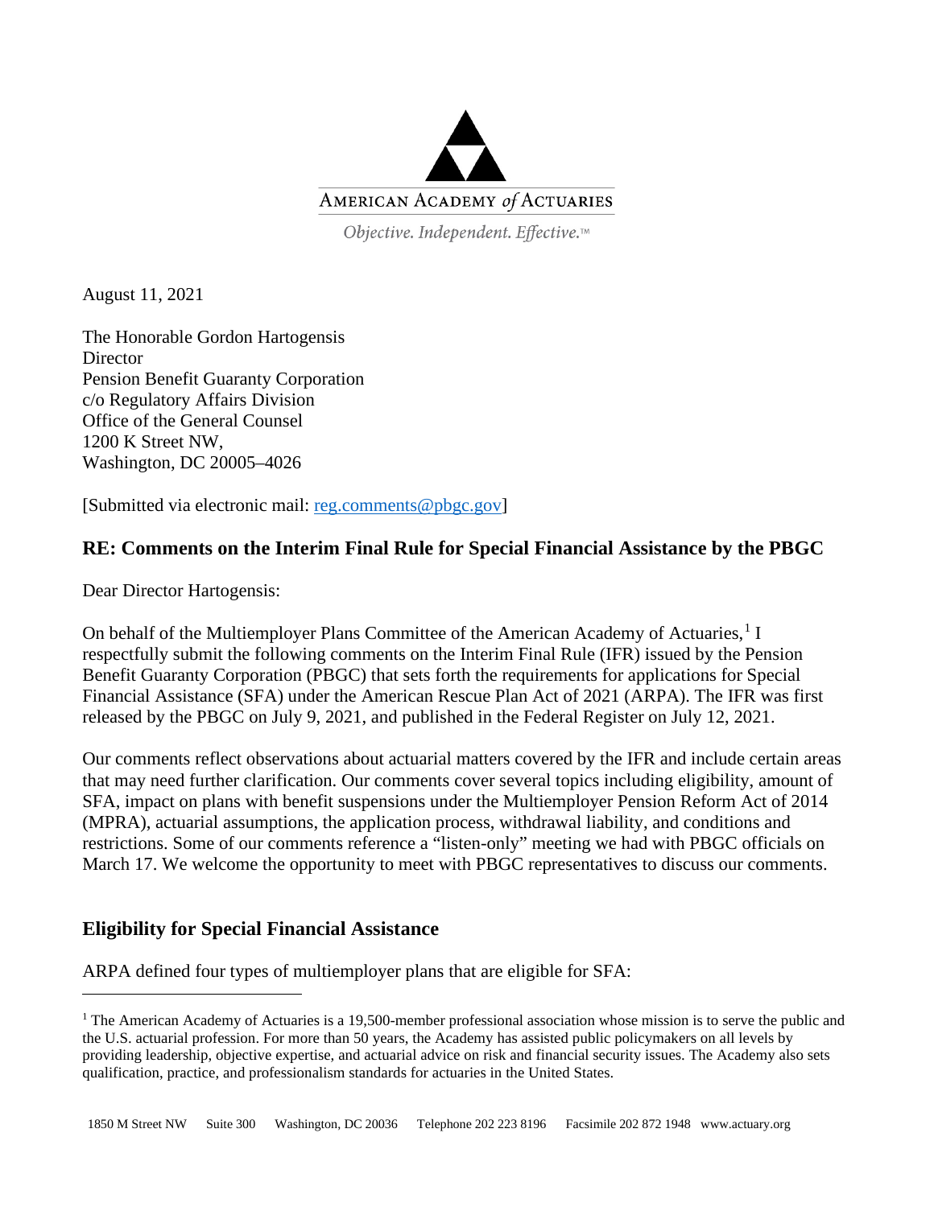AMERICAN ACADEMY *of* ACTUARIES

*Objective. Independent. Effective.*™

August 11, 2021

The Honorable Gordon Hartogensis
Director
Pension Benefit Guaranty Corporation
c/o Regulatory Affairs Division
Office of the General Counsel
1200 K Street NW,
Washington, DC 20005–4026

[Submitted via electronic mail: reg.comments@pbgc.gov]

## RE: Comments on the Interim Final Rule for Special Financial Assistance by the PBGC

Dear Director Hartogensis:

On behalf of the Multiemployer Plans Committee of the American Academy of Actuaries,[1] I respectfully submit the following comments on the Interim Final Rule (IFR) issued by the Pension Benefit Guaranty Corporation (PBGC) that sets forth the requirements for applications for Special Financial Assistance (SFA) under the American Rescue Plan Act of 2021 (ARPA). The IFR was first released by the PBGC on July 9, 2021, and published in the Federal Register on July 12, 2021.

Our comments reflect observations about actuarial matters covered by the IFR and include certain areas that may need further clarification. Our comments cover several topics including eligibility, amount of SFA, impact on plans with benefit suspensions under the Multiemployer Pension Reform Act of 2014 (MPRA), actuarial assumptions, the application process, withdrawal liability, and conditions and restrictions. Some of our comments reference a "listen-only" meeting we had with PBGC officials on March 17. We welcome the opportunity to meet with PBGC representatives to discuss our comments.

## Eligibility for Special Financial Assistance

ARPA defined four types of multiemployer plans that are eligible for SFA:

[1] The American Academy of Actuaries is a 19,500-member professional association whose mission is to serve the public and the U.S. actuarial profession. For more than 50 years, the Academy has assisted public policymakers on all levels by providing leadership, objective expertise, and actuarial advice on risk and financial security issues. The Academy also sets qualification, practice, and professionalism standards for actuaries in the United States.

1850 M Street NW Suite 300 Washington, DC 20036 Telephone 202 223 8196 Facsimile 202 872 1948 www.actuary.org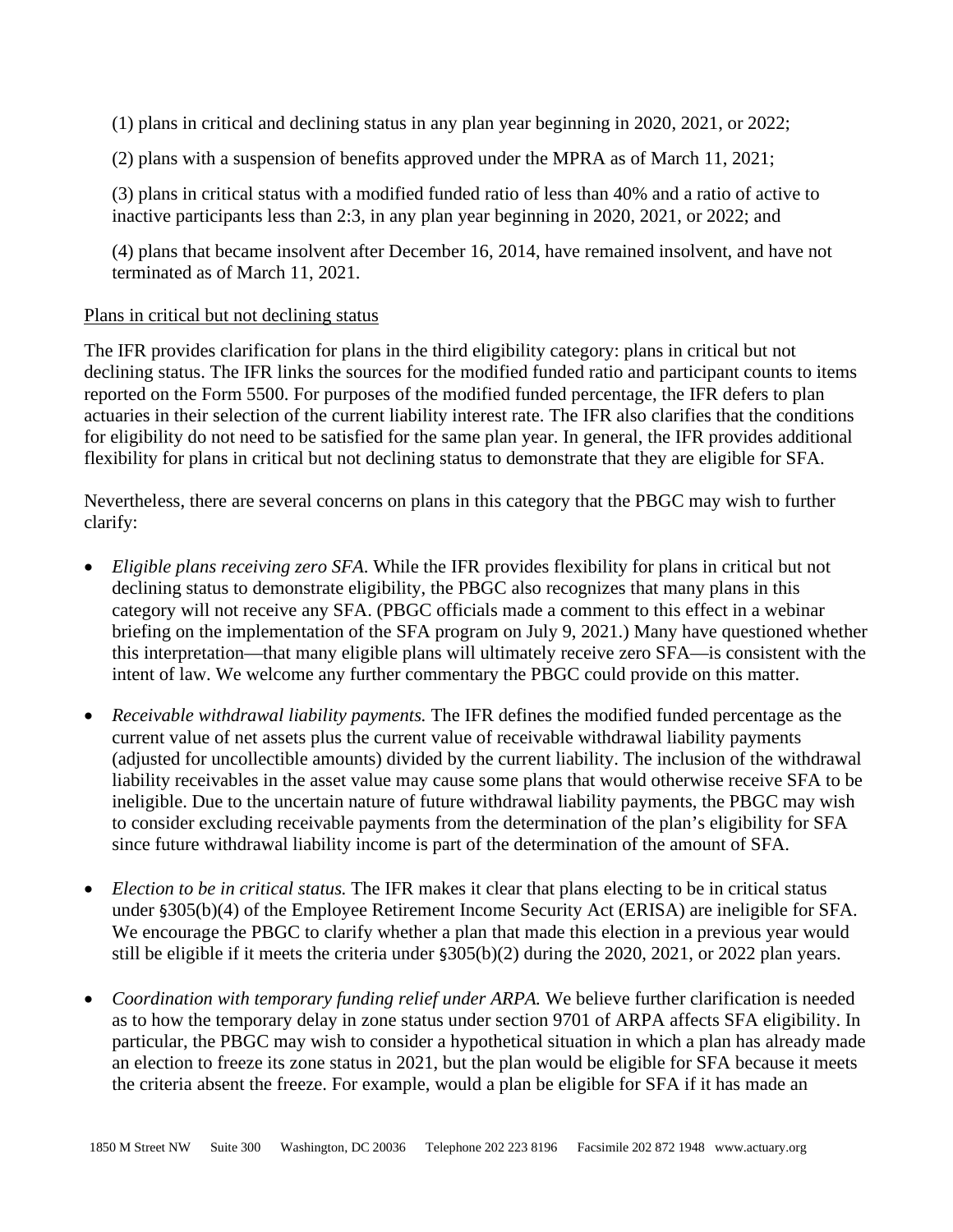(1) plans in critical and declining status in any plan year beginning in 2020, 2021, or 2022;

(2) plans with a suspension of benefits approved under the MPRA as of March 11, 2021;

(3) plans in critical status with a modified funded ratio of less than 40% and a ratio of active to inactive participants less than 2:3, in any plan year beginning in 2020, 2021, or 2022; and

(4) plans that became insolvent after December 16, 2014, have remained insolvent, and have not terminated as of March 11, 2021.

<u>Plans in critical but not declining status</u>

The IFR provides clarification for plans in the third eligibility category: plans in critical but not declining status. The IFR links the sources for the modified funded ratio and participant counts to items reported on the Form 5500. For purposes of the modified funded percentage, the IFR defers to plan actuaries in their selection of the current liability interest rate. The IFR also clarifies that the conditions for eligibility do not need to be satisfied for the same plan year. In general, the IFR provides additional flexibility for plans in critical but not declining status to demonstrate that they are eligible for SFA.

Nevertheless, there are several concerns on plans in this category that the PBGC may wish to further clarify:

- *Eligible plans receiving zero SFA.* While the IFR provides flexibility for plans in critical but not declining status to demonstrate eligibility, the PBGC also recognizes that many plans in this category will not receive any SFA. (PBGC officials made a comment to this effect in a webinar briefing on the implementation of the SFA program on July 9, 2021.) Many have questioned whether this interpretation—that many eligible plans will ultimately receive zero SFA—is consistent with the intent of law. We welcome any further commentary the PBGC could provide on this matter.

- *Receivable withdrawal liability payments.* The IFR defines the modified funded percentage as the current value of net assets plus the current value of receivable withdrawal liability payments (adjusted for uncollectible amounts) divided by the current liability. The inclusion of the withdrawal liability receivables in the asset value may cause some plans that would otherwise receive SFA to be ineligible. Due to the uncertain nature of future withdrawal liability payments, the PBGC may wish to consider excluding receivable payments from the determination of the plan's eligibility for SFA since future withdrawal liability income is part of the determination of the amount of SFA.

- *Election to be in critical status.* The IFR makes it clear that plans electing to be in critical status under §305(b)(4) of the Employee Retirement Income Security Act (ERISA) are ineligible for SFA. We encourage the PBGC to clarify whether a plan that made this election in a previous year would still be eligible if it meets the criteria under §305(b)(2) during the 2020, 2021, or 2022 plan years.

- *Coordination with temporary funding relief under ARPA.* We believe further clarification is needed as to how the temporary delay in zone status under section 9701 of ARPA affects SFA eligibility. In particular, the PBGC may wish to consider a hypothetical situation in which a plan has already made an election to freeze its zone status in 2021, but the plan would be eligible for SFA because it meets the criteria absent the freeze. For example, would a plan be eligible for SFA if it has made an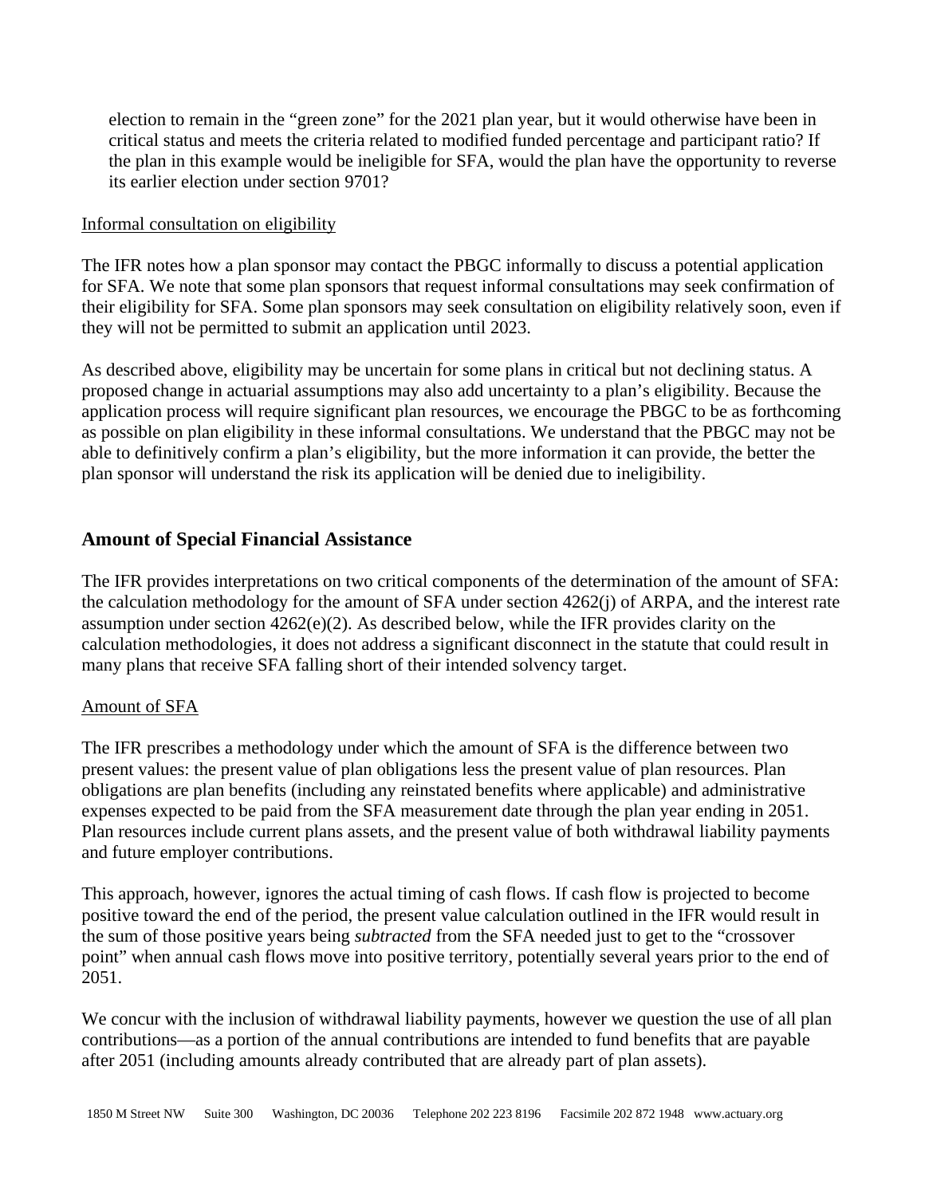election to remain in the "green zone" for the 2021 plan year, but it would otherwise have been in critical status and meets the criteria related to modified funded percentage and participant ratio? If the plan in this example would be ineligible for SFA, would the plan have the opportunity to reverse its earlier election under section 9701?

Informal consultation on eligibility

The IFR notes how a plan sponsor may contact the PBGC informally to discuss a potential application for SFA. We note that some plan sponsors that request informal consultations may seek confirmation of their eligibility for SFA. Some plan sponsors may seek consultation on eligibility relatively soon, even if they will not be permitted to submit an application until 2023.

As described above, eligibility may be uncertain for some plans in critical but not declining status. A proposed change in actuarial assumptions may also add uncertainty to a plan's eligibility. Because the application process will require significant plan resources, we encourage the PBGC to be as forthcoming as possible on plan eligibility in these informal consultations. We understand that the PBGC may not be able to definitively confirm a plan's eligibility, but the more information it can provide, the better the plan sponsor will understand the risk its application will be denied due to ineligibility.

## Amount of Special Financial Assistance

The IFR provides interpretations on two critical components of the determination of the amount of SFA: the calculation methodology for the amount of SFA under section 4262(j) of ARPA, and the interest rate assumption under section 4262(e)(2). As described below, while the IFR provides clarity on the calculation methodologies, it does not address a significant disconnect in the statute that could result in many plans that receive SFA falling short of their intended solvency target.

Amount of SFA

The IFR prescribes a methodology under which the amount of SFA is the difference between two present values: the present value of plan obligations less the present value of plan resources. Plan obligations are plan benefits (including any reinstated benefits where applicable) and administrative expenses expected to be paid from the SFA measurement date through the plan year ending in 2051. Plan resources include current plans assets, and the present value of both withdrawal liability payments and future employer contributions.

This approach, however, ignores the actual timing of cash flows. If cash flow is projected to become positive toward the end of the period, the present value calculation outlined in the IFR would result in the sum of those positive years being *subtracted* from the SFA needed just to get to the "crossover point" when annual cash flows move into positive territory, potentially several years prior to the end of 2051.

We concur with the inclusion of withdrawal liability payments, however we question the use of all plan contributions—as a portion of the annual contributions are intended to fund benefits that are payable after 2051 (including amounts already contributed that are already part of plan assets).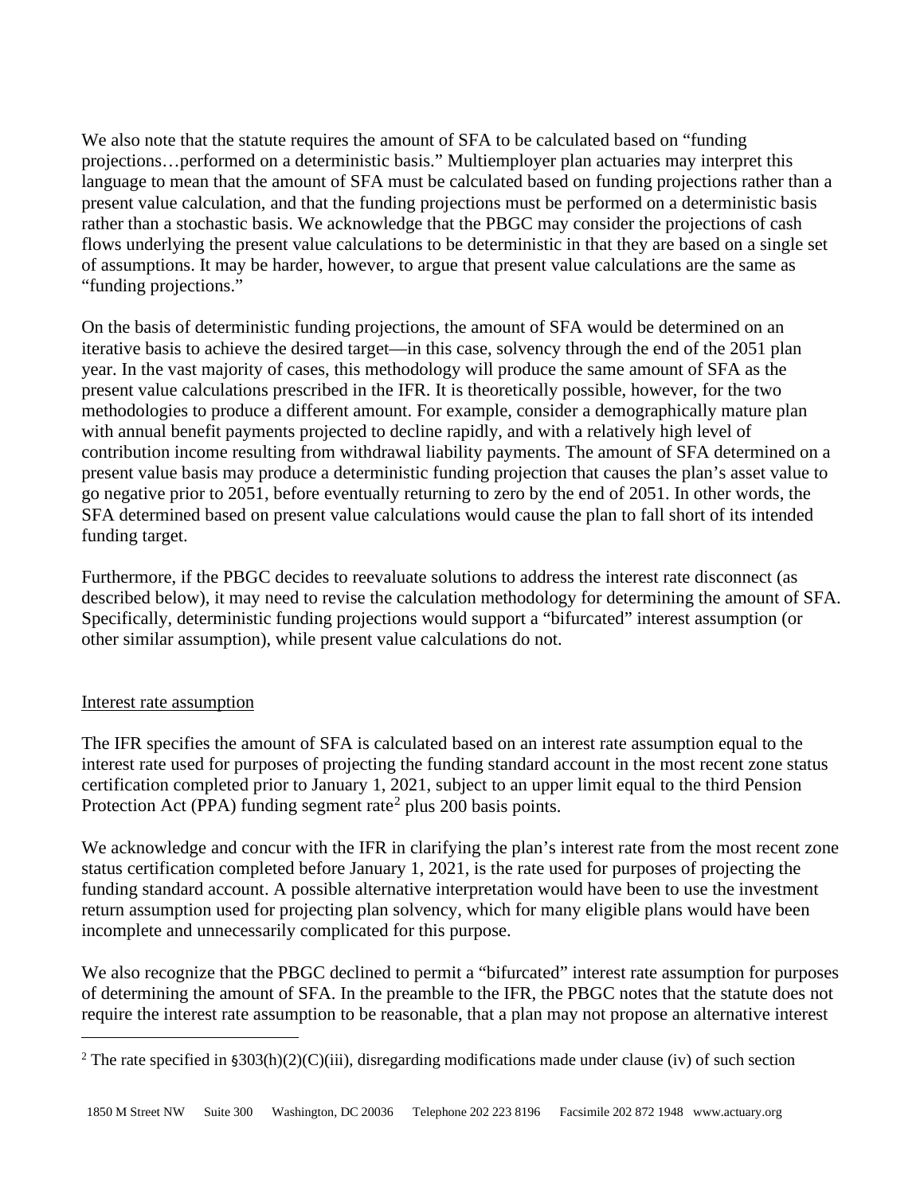We also note that the statute requires the amount of SFA to be calculated based on "funding projections…performed on a deterministic basis." Multiemployer plan actuaries may interpret this language to mean that the amount of SFA must be calculated based on funding projections rather than a present value calculation, and that the funding projections must be performed on a deterministic basis rather than a stochastic basis. We acknowledge that the PBGC may consider the projections of cash flows underlying the present value calculations to be deterministic in that they are based on a single set of assumptions. It may be harder, however, to argue that present value calculations are the same as "funding projections."

On the basis of deterministic funding projections, the amount of SFA would be determined on an iterative basis to achieve the desired target—in this case, solvency through the end of the 2051 plan year. In the vast majority of cases, this methodology will produce the same amount of SFA as the present value calculations prescribed in the IFR. It is theoretically possible, however, for the two methodologies to produce a different amount. For example, consider a demographically mature plan with annual benefit payments projected to decline rapidly, and with a relatively high level of contribution income resulting from withdrawal liability payments. The amount of SFA determined on a present value basis may produce a deterministic funding projection that causes the plan's asset value to go negative prior to 2051, before eventually returning to zero by the end of 2051. In other words, the SFA determined based on present value calculations would cause the plan to fall short of its intended funding target.

Furthermore, if the PBGC decides to reevaluate solutions to address the interest rate disconnect (as described below), it may need to revise the calculation methodology for determining the amount of SFA. Specifically, deterministic funding projections would support a "bifurcated" interest assumption (or other similar assumption), while present value calculations do not.

<u>Interest rate assumption</u>

The IFR specifies the amount of SFA is calculated based on an interest rate assumption equal to the interest rate used for purposes of projecting the funding standard account in the most recent zone status certification completed prior to January 1, 2021, subject to an upper limit equal to the third Pension Protection Act (PPA) funding segment rate[2] plus 200 basis points.

We acknowledge and concur with the IFR in clarifying the plan's interest rate from the most recent zone status certification completed before January 1, 2021, is the rate used for purposes of projecting the funding standard account. A possible alternative interpretation would have been to use the investment return assumption used for projecting plan solvency, which for many eligible plans would have been incomplete and unnecessarily complicated for this purpose.

We also recognize that the PBGC declined to permit a "bifurcated" interest rate assumption for purposes of determining the amount of SFA. In the preamble to the IFR, the PBGC notes that the statute does not require the interest rate assumption to be reasonable, that a plan may not propose an alternative interest

[2] The rate specified in §303(h)(2)(C)(iii), disregarding modifications made under clause (iv) of such section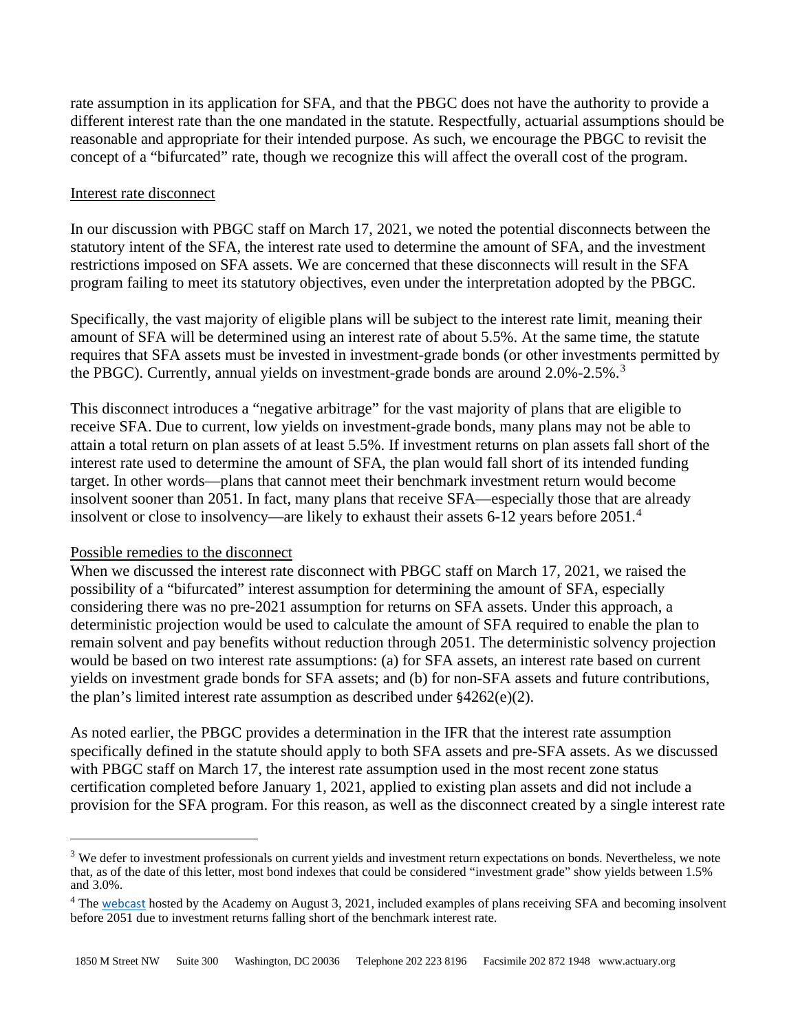rate assumption in its application for SFA, and that the PBGC does not have the authority to provide a different interest rate than the one mandated in the statute. Respectfully, actuarial assumptions should be reasonable and appropriate for their intended purpose. As such, we encourage the PBGC to revisit the concept of a "bifurcated" rate, though we recognize this will affect the overall cost of the program.

Interest rate disconnect

In our discussion with PBGC staff on March 17, 2021, we noted the potential disconnects between the statutory intent of the SFA, the interest rate used to determine the amount of SFA, and the investment restrictions imposed on SFA assets. We are concerned that these disconnects will result in the SFA program failing to meet its statutory objectives, even under the interpretation adopted by the PBGC.

Specifically, the vast majority of eligible plans will be subject to the interest rate limit, meaning their amount of SFA will be determined using an interest rate of about 5.5%. At the same time, the statute requires that SFA assets must be invested in investment-grade bonds (or other investments permitted by the PBGC). Currently, annual yields on investment-grade bonds are around 2.0%-2.5%.[3]

This disconnect introduces a "negative arbitrage" for the vast majority of plans that are eligible to receive SFA. Due to current, low yields on investment-grade bonds, many plans may not be able to attain a total return on plan assets of at least 5.5%. If investment returns on plan assets fall short of the interest rate used to determine the amount of SFA, the plan would fall short of its intended funding target. In other words—plans that cannot meet their benchmark investment return would become insolvent sooner than 2051. In fact, many plans that receive SFA—especially those that are already insolvent or close to insolvency—are likely to exhaust their assets 6-12 years before 2051.[4]

Possible remedies to the disconnect

When we discussed the interest rate disconnect with PBGC staff on March 17, 2021, we raised the possibility of a "bifurcated" interest assumption for determining the amount of SFA, especially considering there was no pre-2021 assumption for returns on SFA assets. Under this approach, a deterministic projection would be used to calculate the amount of SFA required to enable the plan to remain solvent and pay benefits without reduction through 2051. The deterministic solvency projection would be based on two interest rate assumptions: (a) for SFA assets, an interest rate based on current yields on investment grade bonds for SFA assets; and (b) for non-SFA assets and future contributions, the plan's limited interest rate assumption as described under §4262(e)(2).

As noted earlier, the PBGC provides a determination in the IFR that the interest rate assumption specifically defined in the statute should apply to both SFA assets and pre-SFA assets. As we discussed with PBGC staff on March 17, the interest rate assumption used in the most recent zone status certification completed before January 1, 2021, applied to existing plan assets and did not include a provision for the SFA program. For this reason, as well as the disconnect created by a single interest rate

---

[3] We defer to investment professionals on current yields and investment return expectations on bonds. Nevertheless, we note that, as of the date of this letter, most bond indexes that could be considered "investment grade" show yields between 1.5% and 3.0%.

[4] The webcast hosted by the Academy on August 3, 2021, included examples of plans receiving SFA and becoming insolvent before 2051 due to investment returns falling short of the benchmark interest rate.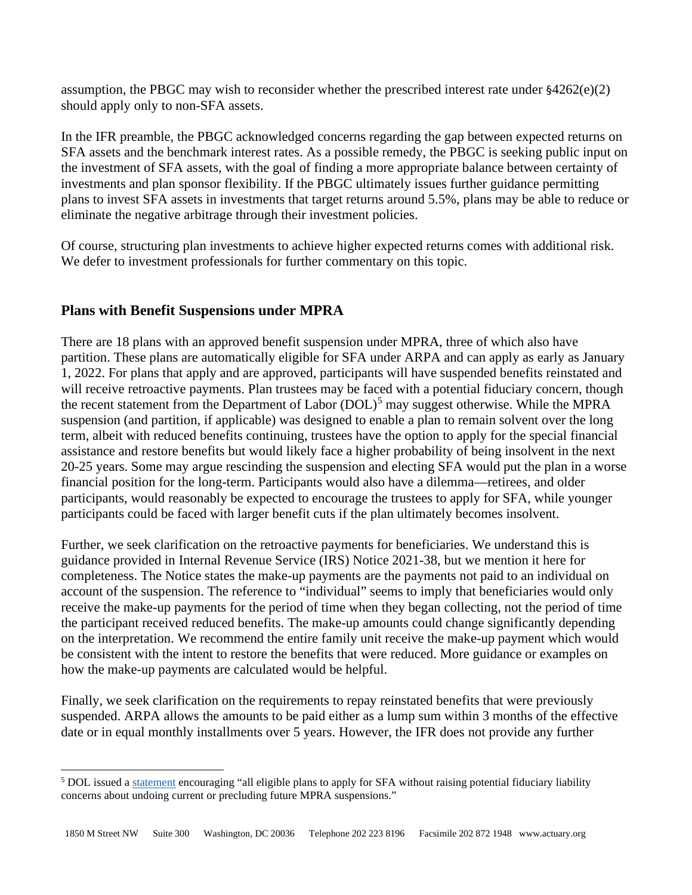assumption, the PBGC may wish to reconsider whether the prescribed interest rate under §4262(e)(2) should apply only to non-SFA assets.

In the IFR preamble, the PBGC acknowledged concerns regarding the gap between expected returns on SFA assets and the benchmark interest rates. As a possible remedy, the PBGC is seeking public input on the investment of SFA assets, with the goal of finding a more appropriate balance between certainty of investments and plan sponsor flexibility. If the PBGC ultimately issues further guidance permitting plans to invest SFA assets in investments that target returns around 5.5%, plans may be able to reduce or eliminate the negative arbitrage through their investment policies.

Of course, structuring plan investments to achieve higher expected returns comes with additional risk. We defer to investment professionals for further commentary on this topic.

## Plans with Benefit Suspensions under MPRA

There are 18 plans with an approved benefit suspension under MPRA, three of which also have partition. These plans are automatically eligible for SFA under ARPA and can apply as early as January 1, 2022. For plans that apply and are approved, participants will have suspended benefits reinstated and will receive retroactive payments. Plan trustees may be faced with a potential fiduciary concern, though the recent statement from the Department of Labor (DOL)[5] may suggest otherwise. While the MPRA suspension (and partition, if applicable) was designed to enable a plan to remain solvent over the long term, albeit with reduced benefits continuing, trustees have the option to apply for the special financial assistance and restore benefits but would likely face a higher probability of being insolvent in the next 20-25 years. Some may argue rescinding the suspension and electing SFA would put the plan in a worse financial position for the long-term. Participants would also have a dilemma—retirees, and older participants, would reasonably be expected to encourage the trustees to apply for SFA, while younger participants could be faced with larger benefit cuts if the plan ultimately becomes insolvent.

Further, we seek clarification on the retroactive payments for beneficiaries. We understand this is guidance provided in Internal Revenue Service (IRS) Notice 2021-38, but we mention it here for completeness. The Notice states the make-up payments are the payments not paid to an individual on account of the suspension. The reference to "individual" seems to imply that beneficiaries would only receive the make-up payments for the period of time when they began collecting, not the period of time the participant received reduced benefits. The make-up amounts could change significantly depending on the interpretation. We recommend the entire family unit receive the make-up payment which would be consistent with the intent to restore the benefits that were reduced. More guidance or examples on how the make-up payments are calculated would be helpful.

Finally, we seek clarification on the requirements to repay reinstated benefits that were previously suspended. ARPA allows the amounts to be paid either as a lump sum within 3 months of the effective date or in equal monthly installments over 5 years. However, the IFR does not provide any further

[5] DOL issued a statement encouraging "all eligible plans to apply for SFA without raising potential fiduciary liability concerns about undoing current or precluding future MPRA suspensions."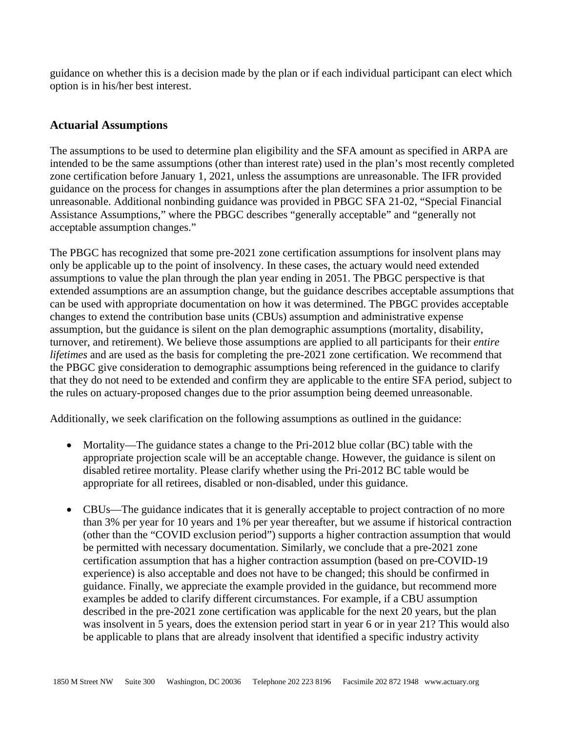guidance on whether this is a decision made by the plan or if each individual participant can elect which option is in his/her best interest.

## Actuarial Assumptions

The assumptions to be used to determine plan eligibility and the SFA amount as specified in ARPA are intended to be the same assumptions (other than interest rate) used in the plan's most recently completed zone certification before January 1, 2021, unless the assumptions are unreasonable. The IFR provided guidance on the process for changes in assumptions after the plan determines a prior assumption to be unreasonable. Additional nonbinding guidance was provided in PBGC SFA 21-02, "Special Financial Assistance Assumptions," where the PBGC describes "generally acceptable" and "generally not acceptable assumption changes."

The PBGC has recognized that some pre-2021 zone certification assumptions for insolvent plans may only be applicable up to the point of insolvency. In these cases, the actuary would need extended assumptions to value the plan through the plan year ending in 2051. The PBGC perspective is that extended assumptions are an assumption change, but the guidance describes acceptable assumptions that can be used with appropriate documentation on how it was determined. The PBGC provides acceptable changes to extend the contribution base units (CBUs) assumption and administrative expense assumption, but the guidance is silent on the plan demographic assumptions (mortality, disability, turnover, and retirement). We believe those assumptions are applied to all participants for their *entire lifetimes* and are used as the basis for completing the pre-2021 zone certification. We recommend that the PBGC give consideration to demographic assumptions being referenced in the guidance to clarify that they do not need to be extended and confirm they are applicable to the entire SFA period, subject to the rules on actuary-proposed changes due to the prior assumption being deemed unreasonable.

Additionally, we seek clarification on the following assumptions as outlined in the guidance:

- Mortality—The guidance states a change to the Pri-2012 blue collar (BC) table with the appropriate projection scale will be an acceptable change. However, the guidance is silent on disabled retiree mortality. Please clarify whether using the Pri-2012 BC table would be appropriate for all retirees, disabled or non-disabled, under this guidance.

- CBUs—The guidance indicates that it is generally acceptable to project contraction of no more than 3% per year for 10 years and 1% per year thereafter, but we assume if historical contraction (other than the "COVID exclusion period") supports a higher contraction assumption that would be permitted with necessary documentation. Similarly, we conclude that a pre-2021 zone certification assumption that has a higher contraction assumption (based on pre-COVID-19 experience) is also acceptable and does not have to be changed; this should be confirmed in guidance. Finally, we appreciate the example provided in the guidance, but recommend more examples be added to clarify different circumstances. For example, if a CBU assumption described in the pre-2021 zone certification was applicable for the next 20 years, but the plan was insolvent in 5 years, does the extension period start in year 6 or in year 21? This would also be applicable to plans that are already insolvent that identified a specific industry activity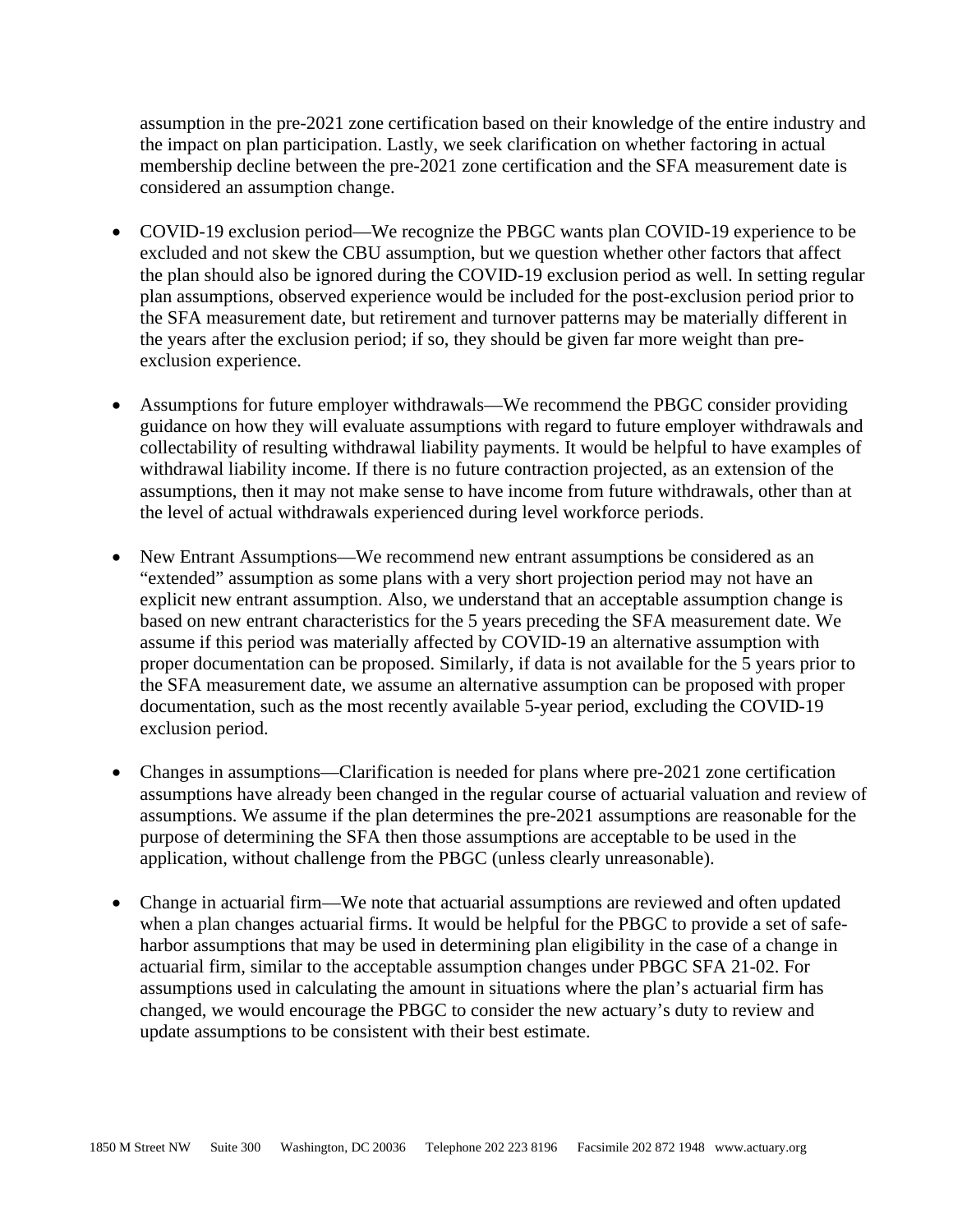assumption in the pre-2021 zone certification based on their knowledge of the entire industry and the impact on plan participation. Lastly, we seek clarification on whether factoring in actual membership decline between the pre-2021 zone certification and the SFA measurement date is considered an assumption change.

- COVID-19 exclusion period—We recognize the PBGC wants plan COVID-19 experience to be excluded and not skew the CBU assumption, but we question whether other factors that affect the plan should also be ignored during the COVID-19 exclusion period as well. In setting regular plan assumptions, observed experience would be included for the post-exclusion period prior to the SFA measurement date, but retirement and turnover patterns may be materially different in the years after the exclusion period; if so, they should be given far more weight than pre-exclusion experience.

- Assumptions for future employer withdrawals—We recommend the PBGC consider providing guidance on how they will evaluate assumptions with regard to future employer withdrawals and collectability of resulting withdrawal liability payments. It would be helpful to have examples of withdrawal liability income. If there is no future contraction projected, as an extension of the assumptions, then it may not make sense to have income from future withdrawals, other than at the level of actual withdrawals experienced during level workforce periods.

- New Entrant Assumptions—We recommend new entrant assumptions be considered as an "extended" assumption as some plans with a very short projection period may not have an explicit new entrant assumption. Also, we understand that an acceptable assumption change is based on new entrant characteristics for the 5 years preceding the SFA measurement date. We assume if this period was materially affected by COVID-19 an alternative assumption with proper documentation can be proposed. Similarly, if data is not available for the 5 years prior to the SFA measurement date, we assume an alternative assumption can be proposed with proper documentation, such as the most recently available 5-year period, excluding the COVID-19 exclusion period.

- Changes in assumptions—Clarification is needed for plans where pre-2021 zone certification assumptions have already been changed in the regular course of actuarial valuation and review of assumptions. We assume if the plan determines the pre-2021 assumptions are reasonable for the purpose of determining the SFA then those assumptions are acceptable to be used in the application, without challenge from the PBGC (unless clearly unreasonable).

- Change in actuarial firm—We note that actuarial assumptions are reviewed and often updated when a plan changes actuarial firms. It would be helpful for the PBGC to provide a set of safe-harbor assumptions that may be used in determining plan eligibility in the case of a change in actuarial firm, similar to the acceptable assumption changes under PBGC SFA 21-02. For assumptions used in calculating the amount in situations where the plan's actuarial firm has changed, we would encourage the PBGC to consider the new actuary's duty to review and update assumptions to be consistent with their best estimate.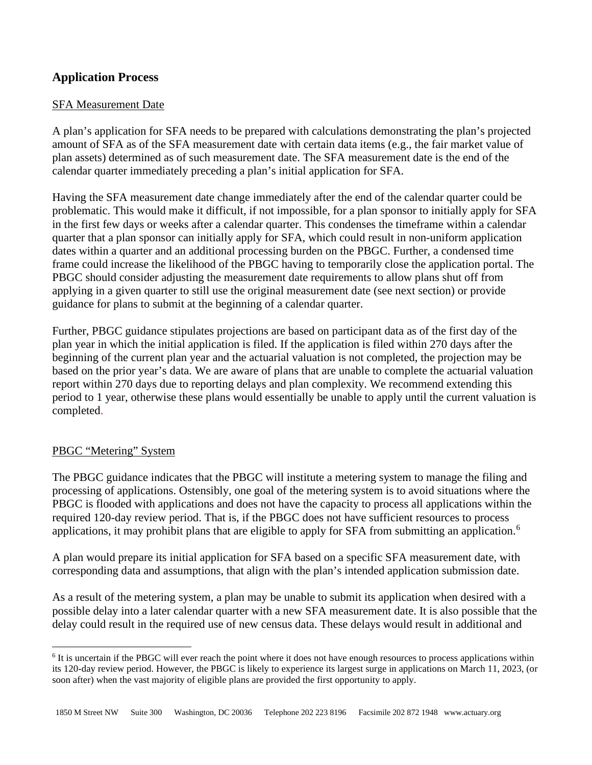## Application Process

SFA Measurement Date

A plan's application for SFA needs to be prepared with calculations demonstrating the plan's projected amount of SFA as of the SFA measurement date with certain data items (e.g., the fair market value of plan assets) determined as of such measurement date. The SFA measurement date is the end of the calendar quarter immediately preceding a plan's initial application for SFA.

Having the SFA measurement date change immediately after the end of the calendar quarter could be problematic. This would make it difficult, if not impossible, for a plan sponsor to initially apply for SFA in the first few days or weeks after a calendar quarter. This condenses the timeframe within a calendar quarter that a plan sponsor can initially apply for SFA, which could result in non-uniform application dates within a quarter and an additional processing burden on the PBGC. Further, a condensed time frame could increase the likelihood of the PBGC having to temporarily close the application portal. The PBGC should consider adjusting the measurement date requirements to allow plans shut off from applying in a given quarter to still use the original measurement date (see next section) or provide guidance for plans to submit at the beginning of a calendar quarter.

Further, PBGC guidance stipulates projections are based on participant data as of the first day of the plan year in which the initial application is filed. If the application is filed within 270 days after the beginning of the current plan year and the actuarial valuation is not completed, the projection may be based on the prior year's data. We are aware of plans that are unable to complete the actuarial valuation report within 270 days due to reporting delays and plan complexity. We recommend extending this period to 1 year, otherwise these plans would essentially be unable to apply until the current valuation is completed.

PBGC "Metering" System

The PBGC guidance indicates that the PBGC will institute a metering system to manage the filing and processing of applications. Ostensibly, one goal of the metering system is to avoid situations where the PBGC is flooded with applications and does not have the capacity to process all applications within the required 120-day review period. That is, if the PBGC does not have sufficient resources to process applications, it may prohibit plans that are eligible to apply for SFA from submitting an application.[6]

A plan would prepare its initial application for SFA based on a specific SFA measurement date, with corresponding data and assumptions, that align with the plan's intended application submission date.

As a result of the metering system, a plan may be unable to submit its application when desired with a possible delay into a later calendar quarter with a new SFA measurement date. It is also possible that the delay could result in the required use of new census data. These delays would result in additional and

[6] It is uncertain if the PBGC will ever reach the point where it does not have enough resources to process applications within its 120-day review period. However, the PBGC is likely to experience its largest surge in applications on March 11, 2023, (or soon after) when the vast majority of eligible plans are provided the first opportunity to apply.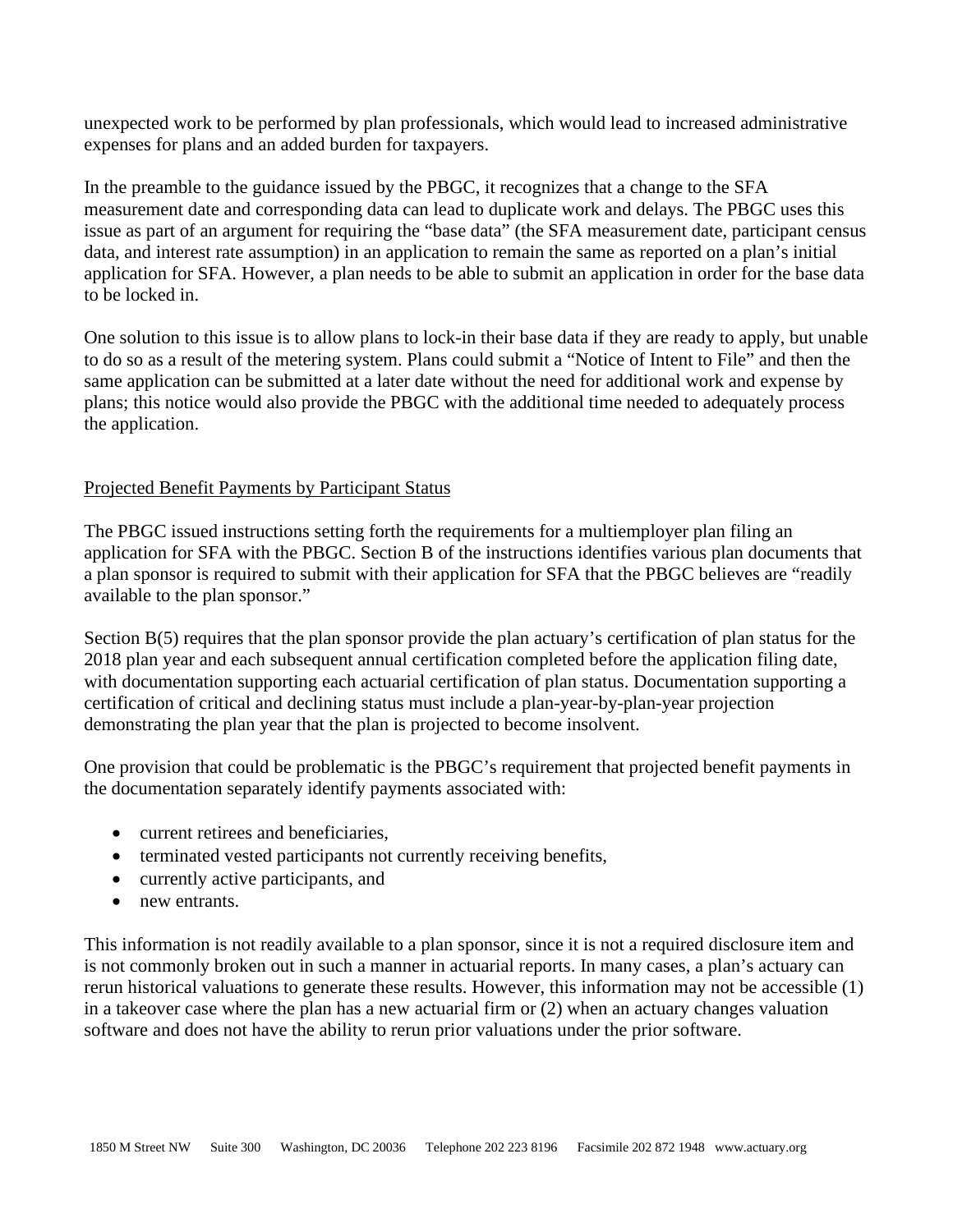unexpected work to be performed by plan professionals, which would lead to increased administrative expenses for plans and an added burden for taxpayers.

In the preamble to the guidance issued by the PBGC, it recognizes that a change to the SFA measurement date and corresponding data can lead to duplicate work and delays. The PBGC uses this issue as part of an argument for requiring the "base data" (the SFA measurement date, participant census data, and interest rate assumption) in an application to remain the same as reported on a plan's initial application for SFA. However, a plan needs to be able to submit an application in order for the base data to be locked in.

One solution to this issue is to allow plans to lock-in their base data if they are ready to apply, but unable to do so as a result of the metering system. Plans could submit a "Notice of Intent to File" and then the same application can be submitted at a later date without the need for additional work and expense by plans; this notice would also provide the PBGC with the additional time needed to adequately process the application.

## Projected Benefit Payments by Participant Status

The PBGC issued instructions setting forth the requirements for a multiemployer plan filing an application for SFA with the PBGC. Section B of the instructions identifies various plan documents that a plan sponsor is required to submit with their application for SFA that the PBGC believes are "readily available to the plan sponsor."

Section B(5) requires that the plan sponsor provide the plan actuary's certification of plan status for the 2018 plan year and each subsequent annual certification completed before the application filing date, with documentation supporting each actuarial certification of plan status. Documentation supporting a certification of critical and declining status must include a plan-year-by-plan-year projection demonstrating the plan year that the plan is projected to become insolvent.

One provision that could be problematic is the PBGC's requirement that projected benefit payments in the documentation separately identify payments associated with:

- current retirees and beneficiaries,
- terminated vested participants not currently receiving benefits,
- currently active participants, and
- new entrants.

This information is not readily available to a plan sponsor, since it is not a required disclosure item and is not commonly broken out in such a manner in actuarial reports. In many cases, a plan's actuary can rerun historical valuations to generate these results. However, this information may not be accessible (1) in a takeover case where the plan has a new actuarial firm or (2) when an actuary changes valuation software and does not have the ability to rerun prior valuations under the prior software.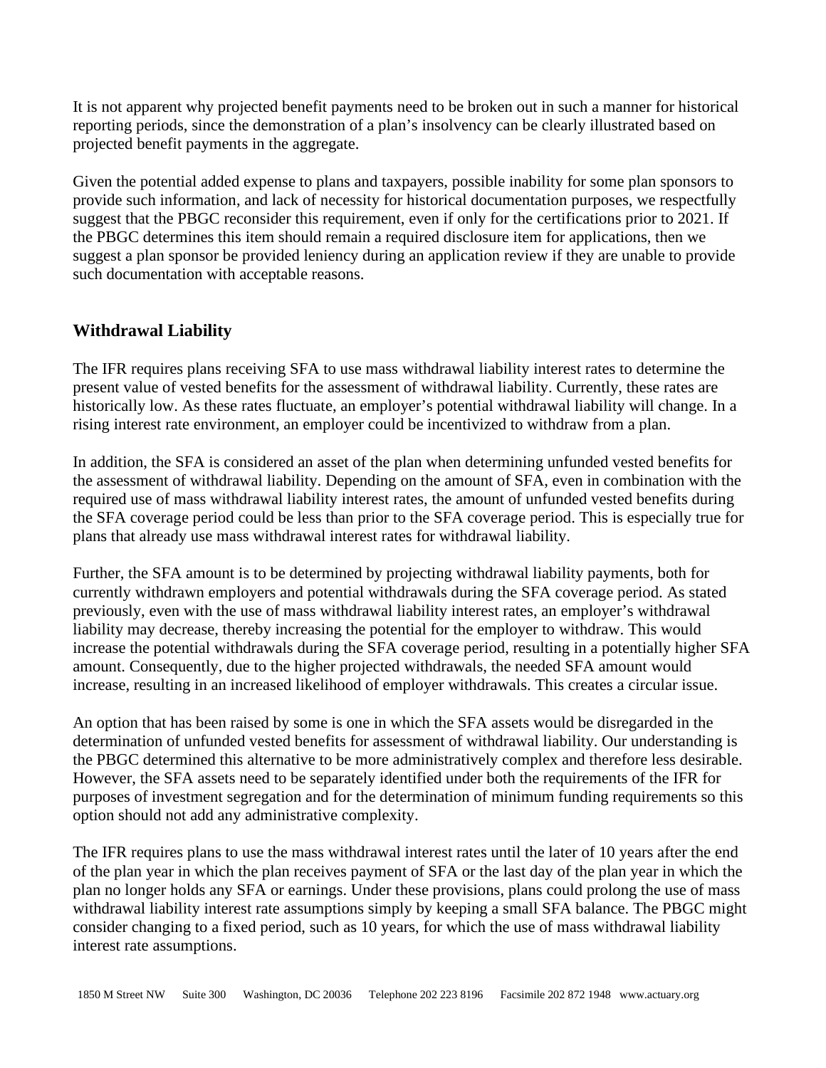It is not apparent why projected benefit payments need to be broken out in such a manner for historical reporting periods, since the demonstration of a plan's insolvency can be clearly illustrated based on projected benefit payments in the aggregate.

Given the potential added expense to plans and taxpayers, possible inability for some plan sponsors to provide such information, and lack of necessity for historical documentation purposes, we respectfully suggest that the PBGC reconsider this requirement, even if only for the certifications prior to 2021. If the PBGC determines this item should remain a required disclosure item for applications, then we suggest a plan sponsor be provided leniency during an application review if they are unable to provide such documentation with acceptable reasons.

## Withdrawal Liability

The IFR requires plans receiving SFA to use mass withdrawal liability interest rates to determine the present value of vested benefits for the assessment of withdrawal liability. Currently, these rates are historically low. As these rates fluctuate, an employer's potential withdrawal liability will change. In a rising interest rate environment, an employer could be incentivized to withdraw from a plan.

In addition, the SFA is considered an asset of the plan when determining unfunded vested benefits for the assessment of withdrawal liability. Depending on the amount of SFA, even in combination with the required use of mass withdrawal liability interest rates, the amount of unfunded vested benefits during the SFA coverage period could be less than prior to the SFA coverage period. This is especially true for plans that already use mass withdrawal interest rates for withdrawal liability.

Further, the SFA amount is to be determined by projecting withdrawal liability payments, both for currently withdrawn employers and potential withdrawals during the SFA coverage period. As stated previously, even with the use of mass withdrawal liability interest rates, an employer's withdrawal liability may decrease, thereby increasing the potential for the employer to withdraw. This would increase the potential withdrawals during the SFA coverage period, resulting in a potentially higher SFA amount. Consequently, due to the higher projected withdrawals, the needed SFA amount would increase, resulting in an increased likelihood of employer withdrawals. This creates a circular issue.

An option that has been raised by some is one in which the SFA assets would be disregarded in the determination of unfunded vested benefits for assessment of withdrawal liability. Our understanding is the PBGC determined this alternative to be more administratively complex and therefore less desirable. However, the SFA assets need to be separately identified under both the requirements of the IFR for purposes of investment segregation and for the determination of minimum funding requirements so this option should not add any administrative complexity.

The IFR requires plans to use the mass withdrawal interest rates until the later of 10 years after the end of the plan year in which the plan receives payment of SFA or the last day of the plan year in which the plan no longer holds any SFA or earnings. Under these provisions, plans could prolong the use of mass withdrawal liability interest rate assumptions simply by keeping a small SFA balance. The PBGC might consider changing to a fixed period, such as 10 years, for which the use of mass withdrawal liability interest rate assumptions.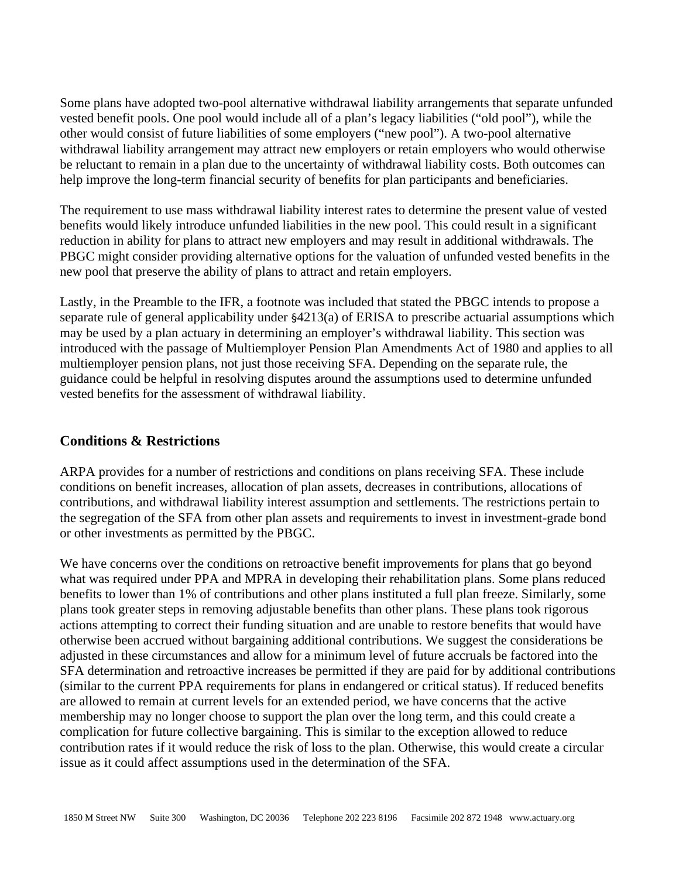Some plans have adopted two-pool alternative withdrawal liability arrangements that separate unfunded vested benefit pools. One pool would include all of a plan's legacy liabilities ("old pool"), while the other would consist of future liabilities of some employers ("new pool"). A two-pool alternative withdrawal liability arrangement may attract new employers or retain employers who would otherwise be reluctant to remain in a plan due to the uncertainty of withdrawal liability costs. Both outcomes can help improve the long-term financial security of benefits for plan participants and beneficiaries.

The requirement to use mass withdrawal liability interest rates to determine the present value of vested benefits would likely introduce unfunded liabilities in the new pool. This could result in a significant reduction in ability for plans to attract new employers and may result in additional withdrawals. The PBGC might consider providing alternative options for the valuation of unfunded vested benefits in the new pool that preserve the ability of plans to attract and retain employers.

Lastly, in the Preamble to the IFR, a footnote was included that stated the PBGC intends to propose a separate rule of general applicability under §4213(a) of ERISA to prescribe actuarial assumptions which may be used by a plan actuary in determining an employer's withdrawal liability. This section was introduced with the passage of Multiemployer Pension Plan Amendments Act of 1980 and applies to all multiemployer pension plans, not just those receiving SFA. Depending on the separate rule, the guidance could be helpful in resolving disputes around the assumptions used to determine unfunded vested benefits for the assessment of withdrawal liability.

### Conditions & Restrictions

ARPA provides for a number of restrictions and conditions on plans receiving SFA. These include conditions on benefit increases, allocation of plan assets, decreases in contributions, allocations of contributions, and withdrawal liability interest assumption and settlements. The restrictions pertain to the segregation of the SFA from other plan assets and requirements to invest in investment-grade bond or other investments as permitted by the PBGC.

We have concerns over the conditions on retroactive benefit improvements for plans that go beyond what was required under PPA and MPRA in developing their rehabilitation plans. Some plans reduced benefits to lower than 1% of contributions and other plans instituted a full plan freeze. Similarly, some plans took greater steps in removing adjustable benefits than other plans. These plans took rigorous actions attempting to correct their funding situation and are unable to restore benefits that would have otherwise been accrued without bargaining additional contributions. We suggest the considerations be adjusted in these circumstances and allow for a minimum level of future accruals be factored into the SFA determination and retroactive increases be permitted if they are paid for by additional contributions (similar to the current PPA requirements for plans in endangered or critical status). If reduced benefits are allowed to remain at current levels for an extended period, we have concerns that the active membership may no longer choose to support the plan over the long term, and this could create a complication for future collective bargaining. This is similar to the exception allowed to reduce contribution rates if it would reduce the risk of loss to the plan. Otherwise, this would create a circular issue as it could affect assumptions used in the determination of the SFA.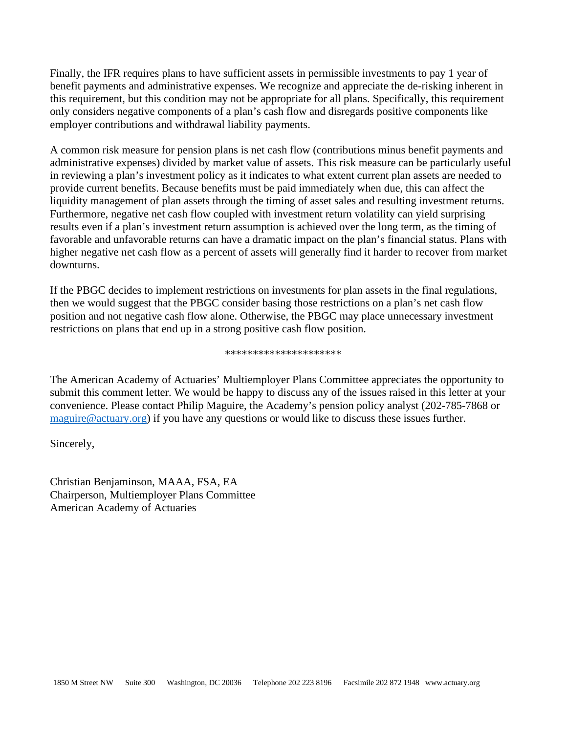Finally, the IFR requires plans to have sufficient assets in permissible investments to pay 1 year of benefit payments and administrative expenses. We recognize and appreciate the de-risking inherent in this requirement, but this condition may not be appropriate for all plans. Specifically, this requirement only considers negative components of a plan's cash flow and disregards positive components like employer contributions and withdrawal liability payments.

A common risk measure for pension plans is net cash flow (contributions minus benefit payments and administrative expenses) divided by market value of assets. This risk measure can be particularly useful in reviewing a plan's investment policy as it indicates to what extent current plan assets are needed to provide current benefits. Because benefits must be paid immediately when due, this can affect the liquidity management of plan assets through the timing of asset sales and resulting investment returns. Furthermore, negative net cash flow coupled with investment return volatility can yield surprising results even if a plan's investment return assumption is achieved over the long term, as the timing of favorable and unfavorable returns can have a dramatic impact on the plan's financial status. Plans with higher negative net cash flow as a percent of assets will generally find it harder to recover from market downturns.

If the PBGC decides to implement restrictions on investments for plan assets in the final regulations, then we would suggest that the PBGC consider basing those restrictions on a plan's net cash flow position and not negative cash flow alone. Otherwise, the PBGC may place unnecessary investment restrictions on plans that end up in a strong positive cash flow position.

*********************

The American Academy of Actuaries' Multiemployer Plans Committee appreciates the opportunity to submit this comment letter. We would be happy to discuss any of the issues raised in this letter at your convenience. Please contact Philip Maguire, the Academy's pension policy analyst (202-785-7868 or maguire@actuary.org) if you have any questions or would like to discuss these issues further.

Sincerely,

Christian Benjaminson, MAAA, FSA, EA
Chairperson, Multiemployer Plans Committee
American Academy of Actuaries